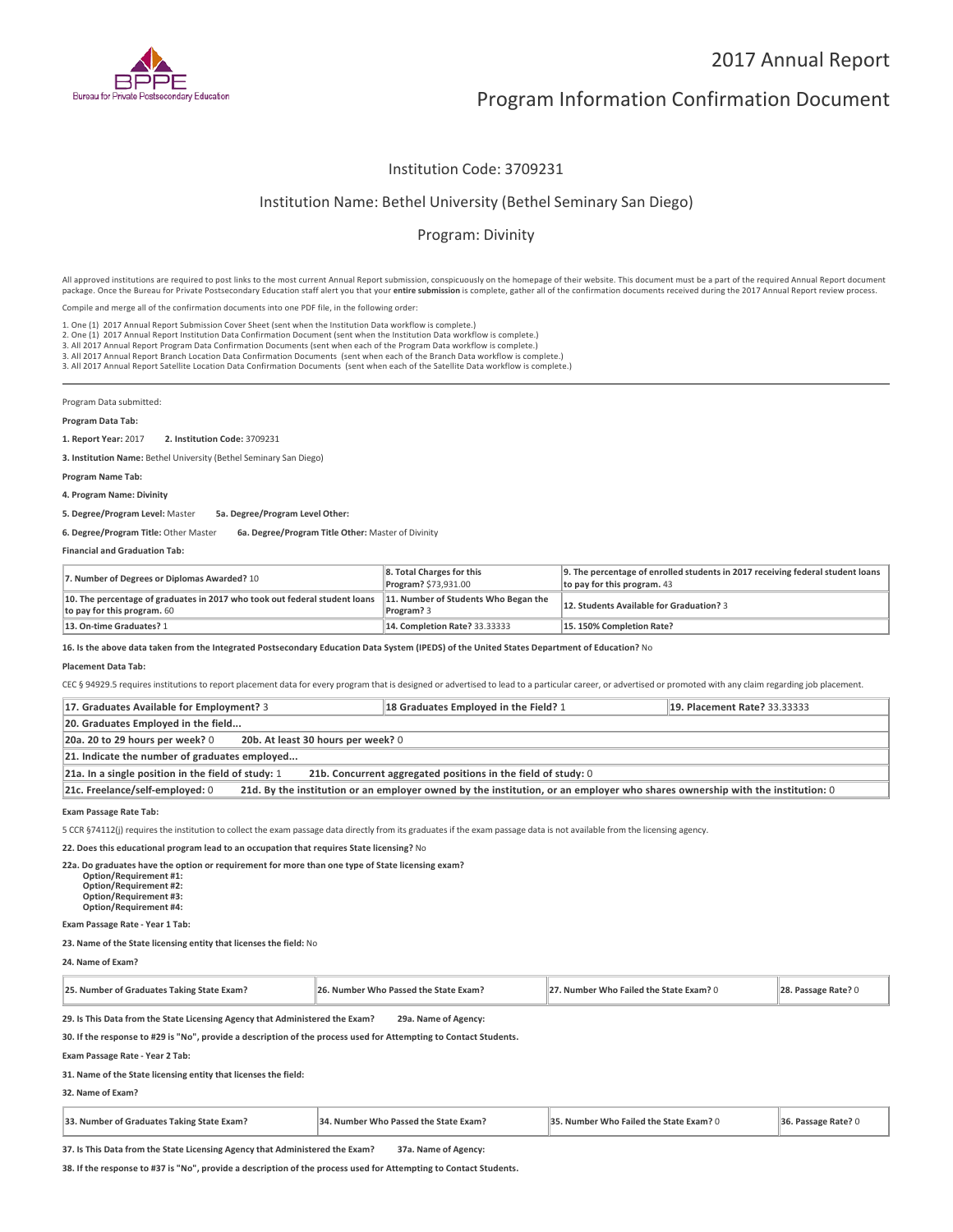# 2017 Annual Report

# Program Information Confirmation Document

## Institution Code: 3709231

## Institution Name: Bethel University (Bethel Seminary San Diego)

## Program: Divinity

All approved institutions are required to post links to the most current Annual Report submission, conspicuously on the homepage of their website. This document must be a part of the required Annual Report document package. Once the Bureau for Private Postsecondary Education staff alert you that your **entire submission** is complete, gather all of the confirmation documents received during the 2017 Annual Report review process.

Compile and merge all of the confirmation documents into one PDF file, in the following order:

1. One (1) 2017 Annual Report Submission Cover Sheet (sent when the Institution Data workflow is complete.)
2. One (1) 2017 Annual Report Institution Data Confirmation Document (sent when the Institution Data workflow is complete.)
3. All 2017 Annual Report Program Data Confirmation Documents (sent when each of the Program Data workflow is complete.)
3. All 2017 Annual Report Branch Location Data Confirmation Documents (sent when each of the Branch Data workflow is complete.)
3. All 2017 Annual Report Satellite Location Data Confirmation Documents (sent when each of the Satellite Data workflow is complete.)

---

Program Data submitted:

**Program Data Tab:**

**1. Report Year:** 2017 **2. Institution Code:** 3709231

**3. Institution Name:** Bethel University (Bethel Seminary San Diego)

**Program Name Tab:**

**4. Program Name: Divinity**

**5. Degree/Program Level:** Master **5a. Degree/Program Level Other:**

**6. Degree/Program Title:** Other Master **6a. Degree/Program Title Other:** Master of Divinity

**Financial and Graduation Tab:**

| | | |
|---|---|---|
| **7. Number of Degrees or Diplomas Awarded?** 10 | **8. Total Charges for this Program?** $73,931.00 | **9. The percentage of enrolled students in 2017 receiving federal student loans to pay for this program.** 43 |
| **10. The percentage of graduates in 2017 who took out federal student loans to pay for this program.** 60 | **11. Number of Students Who Began the Program?** 3 | **12. Students Available for Graduation?** 3 |
| **13. On-time Graduates?** 1 | **14. Completion Rate?** 33.33333 | **15. 150% Completion Rate?** |

**16. Is the above data taken from the Integrated Postsecondary Education Data System (IPEDS) of the United States Department of Education?** No

**Placement Data Tab:**

CEC § 94929.5 requires institutions to report placement data for every program that is designed or advertised to lead to a particular career, or advertised or promoted with any claim regarding job placement.

| | | |
|---|---|---|
| **17. Graduates Available for Employment?** 3 | **18 Graduates Employed in the Field?** 1 | **19. Placement Rate?** 33.33333 |
| **20. Graduates Employed in the field...** | | |
| **20a. 20 to 29 hours per week?** 0 **20b. At least 30 hours per week?** 0 | | |
| **21. Indicate the number of graduates employed...** | | |
| **21a. In a single position in the field of study:** 1 **21b. Concurrent aggregated positions in the field of study:** 0 | | |
| **21c. Freelance/self-employed:** 0 **21d. By the institution or an employer owned by the institution, or an employer who shares ownership with the institution:** 0 | | |

**Exam Passage Rate Tab:**

5 CCR §74112(j) requires the institution to collect the exam passage data directly from its graduates if the exam passage data is not available from the licensing agency.

**22. Does this educational program lead to an occupation that requires State licensing?** No

**22a. Do graduates have the option or requirement for more than one type of State licensing exam?**
- **Option/Requirement #1:**
- **Option/Requirement #2:**
- **Option/Requirement #3:**
- **Option/Requirement #4:**

**Exam Passage Rate - Year 1 Tab:**

**23. Name of the State licensing entity that licenses the field:** No

**24. Name of Exam?**

| **25. Number of Graduates Taking State Exam?** | **26. Number Who Passed the State Exam?** | **27. Number Who Failed the State Exam?** 0 | **28. Passage Rate?** 0 |
|---|---|---|---|

**29. Is This Data from the State Licensing Agency that Administered the Exam?** **29a. Name of Agency:**

**30. If the response to #29 is "No", provide a description of the process used for Attempting to Contact Students.**

**Exam Passage Rate - Year 2 Tab:**

**31. Name of the State licensing entity that licenses the field:**

**32. Name of Exam?**

| **33. Number of Graduates Taking State Exam?** | **34. Number Who Passed the State Exam?** | **35. Number Who Failed the State Exam?** 0 | **36. Passage Rate?** 0 |
|---|---|---|---|

**37. Is This Data from the State Licensing Agency that Administered the Exam?** **37a. Name of Agency:**

**38. If the response to #37 is "No", provide a description of the process used for Attempting to Contact Students.**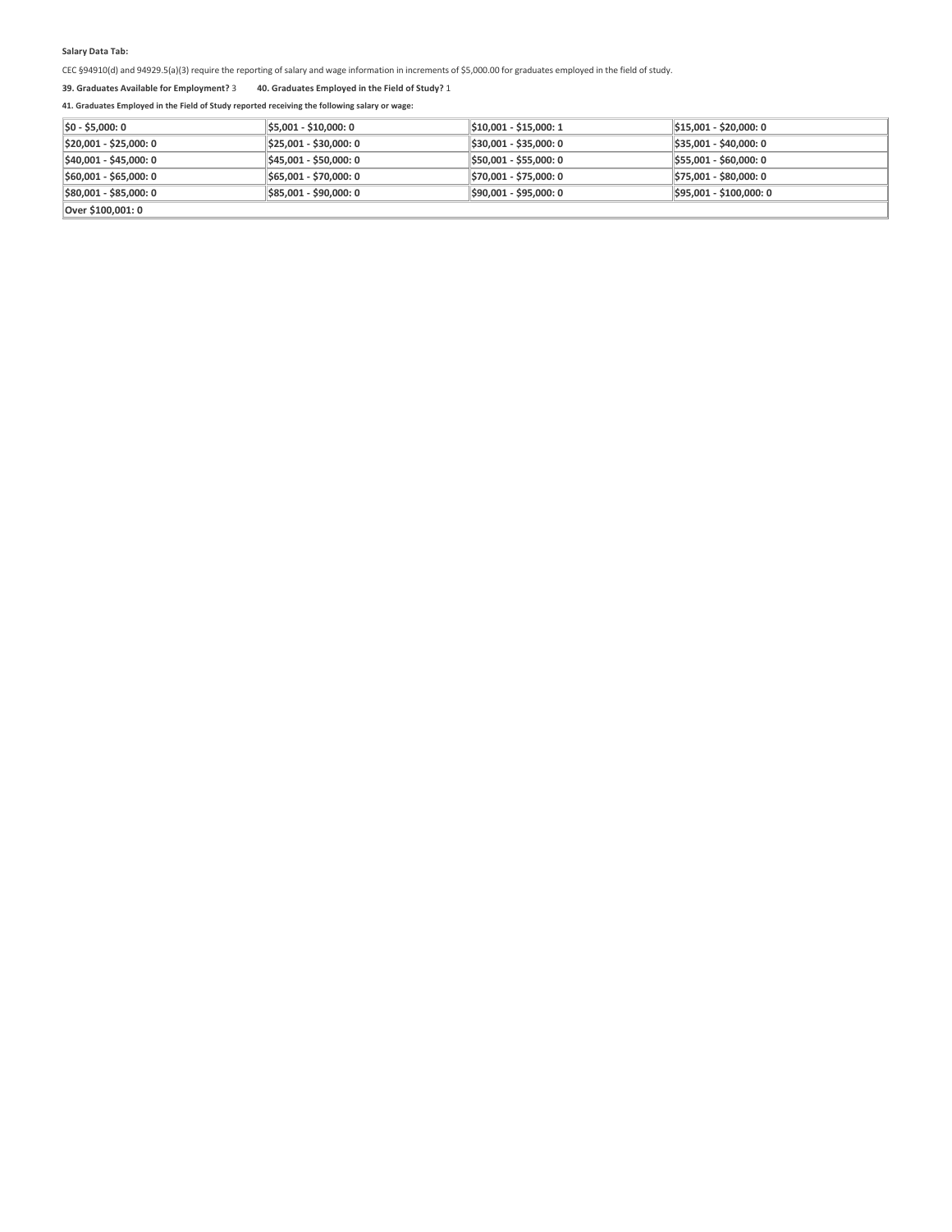**Salary Data Tab:**

CEC §94910(d) and 94929.5(a)(3) require the reporting of salary and wage information in increments of $5,000.00 for graduates employed in the field of study.

**39. Graduates Available for Employment?** 3 **40. Graduates Employed in the Field of Study?** 1

**41. Graduates Employed in the Field of Study reported receiving the following salary or wage:**

| | | | |
|---|---|---|---|
| **$0 - $5,000: 0** | **$5,001 - $10,000: 0** | **$10,001 - $15,000: 1** | **$15,001 - $20,000: 0** |
| **$20,001 - $25,000: 0** | **$25,001 - $30,000: 0** | **$30,001 - $35,000: 0** | **$35,001 - $40,000: 0** |
| **$40,001 - $45,000: 0** | **$45,001 - $50,000: 0** | **$50,001 - $55,000: 0** | **$55,001 - $60,000: 0** |
| **$60,001 - $65,000: 0** | **$65,001 - $70,000: 0** | **$70,001 - $75,000: 0** | **$75,001 - $80,000: 0** |
| **$80,001 - $85,000: 0** | **$85,001 - $90,000: 0** | **$90,001 - $95,000: 0** | **$95,001 - $100,000: 0** |
| **Over $100,001: 0** | | | |